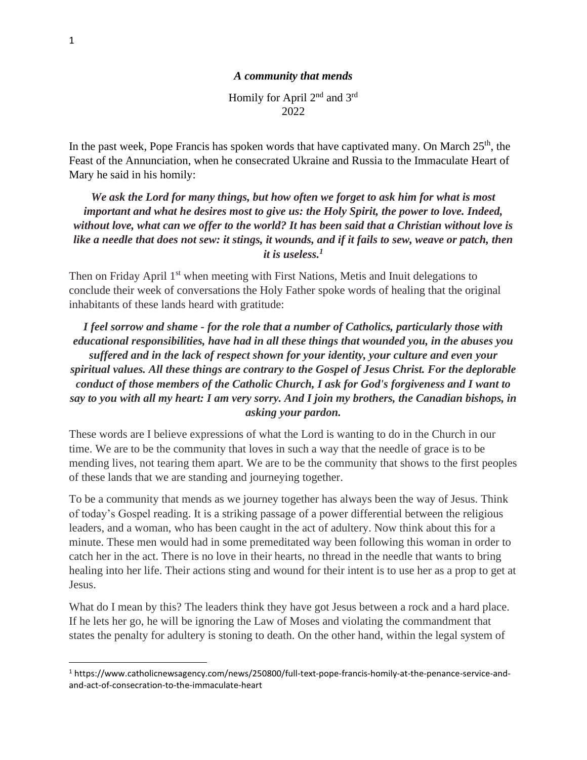*A community that mends*

Homily for April 2nd and 3rd
2022

In the past week, Pope Francis has spoken words that have captivated many. On March 25th, the Feast of the Annunciation, when he consecrated Ukraine and Russia to the Immaculate Heart of Mary he said in his homily:

***We ask the Lord for many things, but how often we forget to ask him for what is most important and what he desires most to give us: the Holy Spirit, the power to love. Indeed, without love, what can we offer to the world? It has been said that a Christian without love is like a needle that does not sew: it stings, it wounds, and if it fails to sew, weave or patch, then it is useless.[1]***

Then on Friday April 1st when meeting with First Nations, Metis and Inuit delegations to conclude their week of conversations the Holy Father spoke words of healing that the original inhabitants of these lands heard with gratitude:

***I feel sorrow and shame - for the role that a number of Catholics, particularly those with educational responsibilities, have had in all these things that wounded you, in the abuses you suffered and in the lack of respect shown for your identity, your culture and even your spiritual values. All these things are contrary to the Gospel of Jesus Christ. For the deplorable conduct of those members of the Catholic Church, I ask for God's forgiveness and I want to say to you with all my heart: I am very sorry. And I join my brothers, the Canadian bishops, in asking your pardon.***

These words are I believe expressions of what the Lord is wanting to do in the Church in our time. We are to be the community that loves in such a way that the needle of grace is to be mending lives, not tearing them apart. We are to be the community that shows to the first peoples of these lands that we are standing and journeying together.

To be a community that mends as we journey together has always been the way of Jesus. Think of today's Gospel reading. It is a striking passage of a power differential between the religious leaders, and a woman, who has been caught in the act of adultery. Now think about this for a minute. These men would had in some premeditated way been following this woman in order to catch her in the act. There is no love in their hearts, no thread in the needle that wants to bring healing into her life. Their actions sting and wound for their intent is to use her as a prop to get at Jesus.

What do I mean by this? The leaders think they have got Jesus between a rock and a hard place. If he lets her go, he will be ignoring the Law of Moses and violating the commandment that states the penalty for adultery is stoning to death. On the other hand, within the legal system of

[1] https://www.catholicnewsagency.com/news/250800/full-text-pope-francis-homily-at-the-penance-service-and-and-act-of-consecration-to-the-immaculate-heart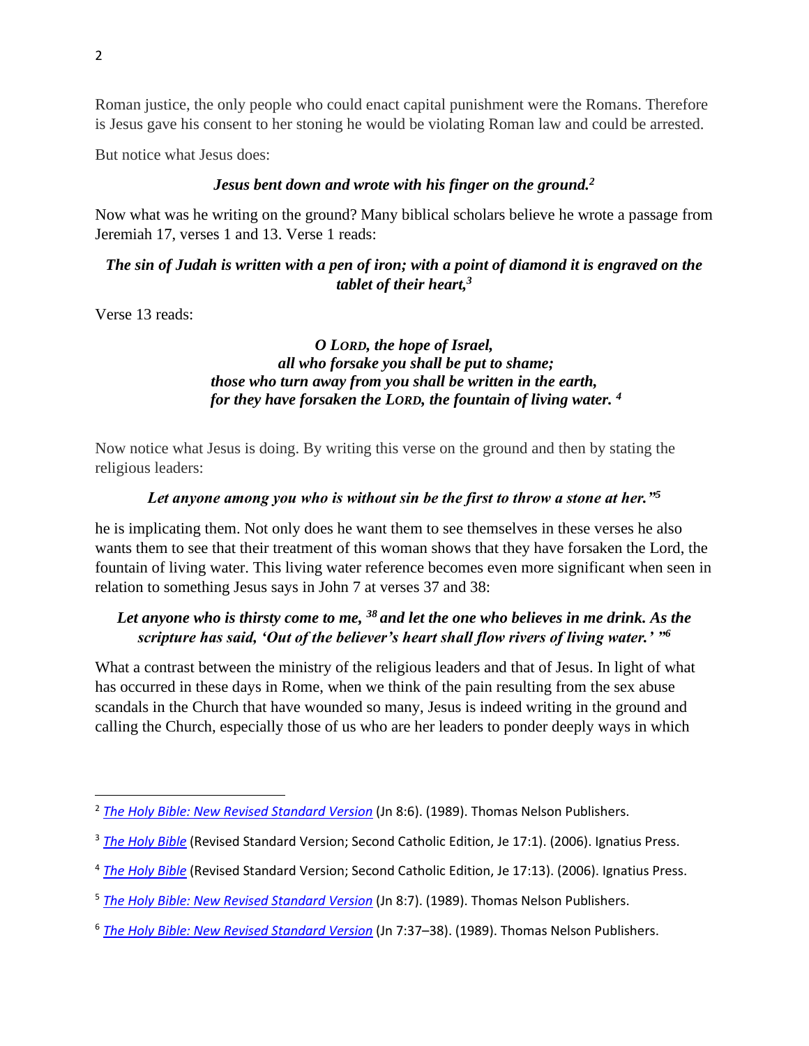Roman justice, the only people who could enact capital punishment were the Romans. Therefore is Jesus gave his consent to her stoning he would be violating Roman law and could be arrested.

But notice what Jesus does:

***Jesus bent down and wrote with his finger on the ground.*[2]**

Now what was he writing on the ground? Many biblical scholars believe he wrote a passage from Jeremiah 17, verses 1 and 13. Verse 1 reads:

***The sin of Judah is written with a pen of iron; with a point of diamond it is engraved on the tablet of their heart,*[3]**

Verse 13 reads:

***O LORD, the hope of Israel,***
***all who forsake you shall be put to shame;***
***those who turn away from you shall be written in the earth,***
***for they have forsaken the LORD, the fountain of living water.*[4]**

Now notice what Jesus is doing. By writing this verse on the ground and then by stating the religious leaders:

***Let anyone among you who is without sin be the first to throw a stone at her."*[5]**

he is implicating them. Not only does he want them to see themselves in these verses he also wants them to see that their treatment of this woman shows that they have forsaken the Lord, the fountain of living water. This living water reference becomes even more significant when seen in relation to something Jesus says in John 7 at verses 37 and 38:

***Let anyone who is thirsty come to me, [38] and let the one who believes in me drink. As the scripture has said, 'Out of the believer's heart shall flow rivers of living water.' "*[6]**

What a contrast between the ministry of the religious leaders and that of Jesus. In light of what has occurred in these days in Rome, when we think of the pain resulting from the sex abuse scandals in the Church that have wounded so many, Jesus is indeed writing in the ground and calling the Church, especially those of us who are her leaders to ponder deeply ways in which

---

[2] *The Holy Bible: New Revised Standard Version* (Jn 8:6). (1989). Thomas Nelson Publishers.

[3] *The Holy Bible* (Revised Standard Version; Second Catholic Edition, Je 17:1). (2006). Ignatius Press.

[4] *The Holy Bible* (Revised Standard Version; Second Catholic Edition, Je 17:13). (2006). Ignatius Press.

[5] *The Holy Bible: New Revised Standard Version* (Jn 8:7). (1989). Thomas Nelson Publishers.

[6] *The Holy Bible: New Revised Standard Version* (Jn 7:37–38). (1989). Thomas Nelson Publishers.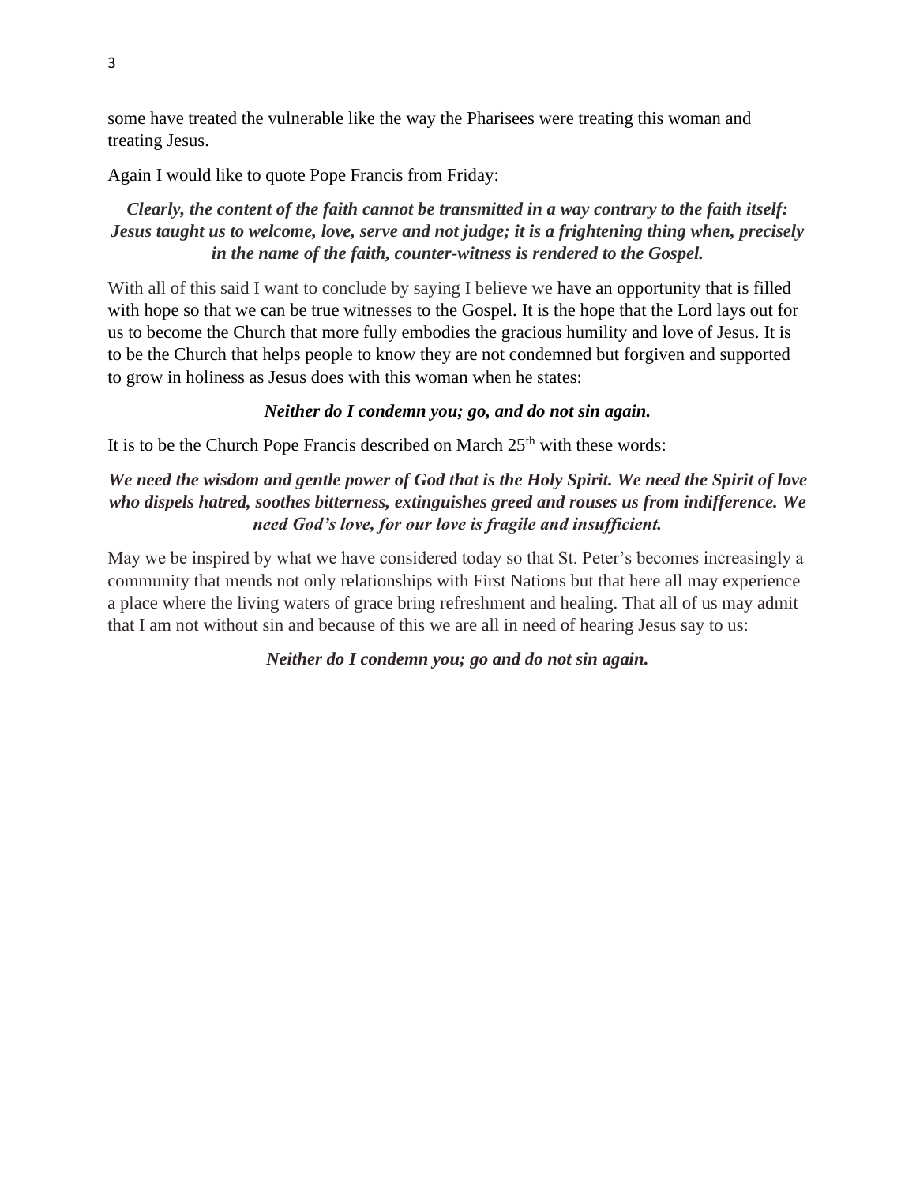some have treated the vulnerable like the way the Pharisees were treating this woman and treating Jesus.

Again I would like to quote Pope Francis from Friday:

***Clearly, the content of the faith cannot be transmitted in a way contrary to the faith itself: Jesus taught us to welcome, love, serve and not judge; it is a frightening thing when, precisely in the name of the faith, counter-witness is rendered to the Gospel.***

With all of this said I want to conclude by saying I believe we have an opportunity that is filled with hope so that we can be true witnesses to the Gospel. It is the hope that the Lord lays out for us to become the Church that more fully embodies the gracious humility and love of Jesus. It is to be the Church that helps people to know they are not condemned but forgiven and supported to grow in holiness as Jesus does with this woman when he states:

***Neither do I condemn you; go, and do not sin again.***

It is to be the Church Pope Francis described on March 25th with these words:

***We need the wisdom and gentle power of God that is the Holy Spirit. We need the Spirit of love who dispels hatred, soothes bitterness, extinguishes greed and rouses us from indifference. We need God's love, for our love is fragile and insufficient.***

May we be inspired by what we have considered today so that St. Peter's becomes increasingly a community that mends not only relationships with First Nations but that here all may experience a place where the living waters of grace bring refreshment and healing. That all of us may admit that I am not without sin and because of this we are all in need of hearing Jesus say to us:

***Neither do I condemn you; go and do not sin again.***